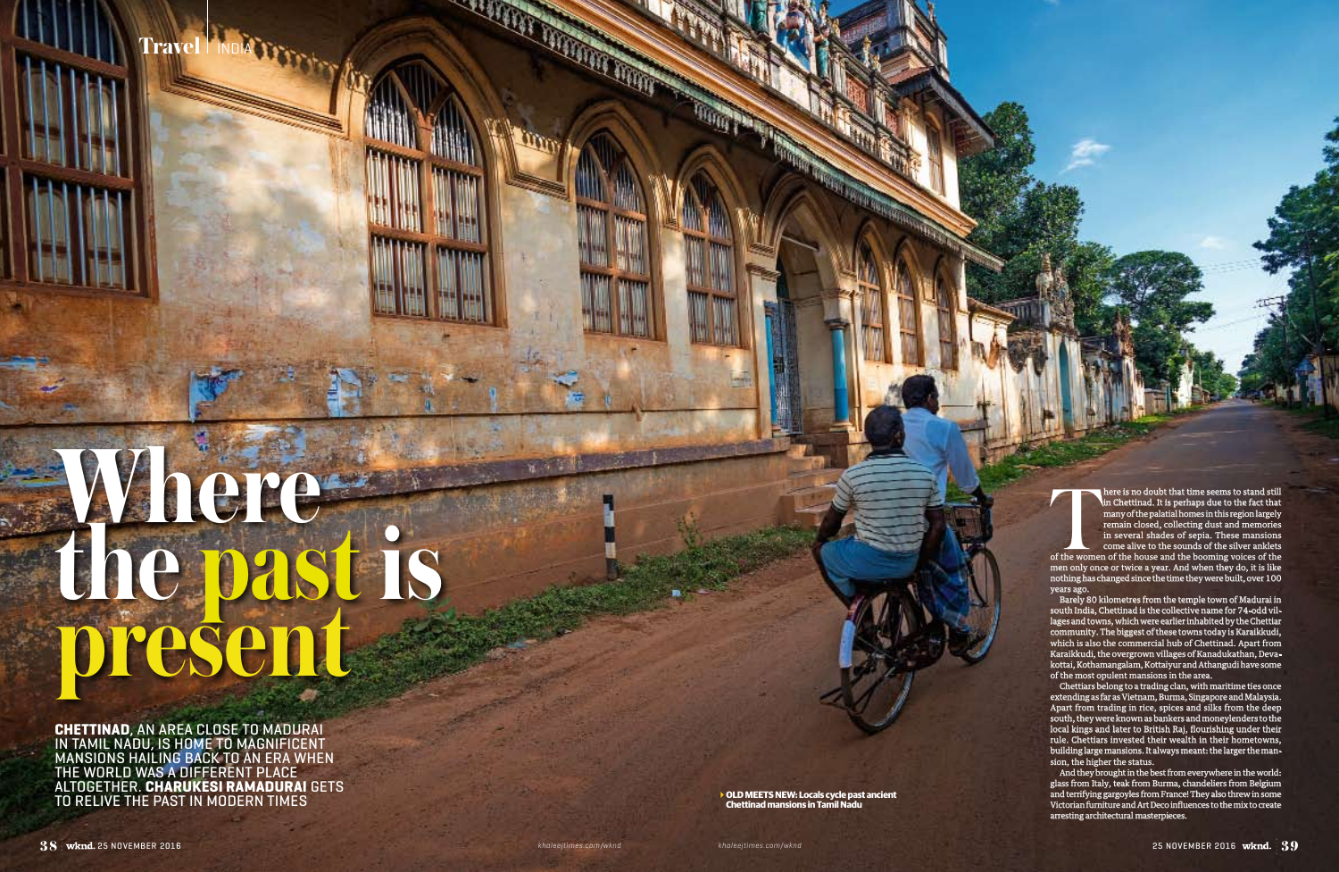# Where the past is present

**CHETTINAD**, AN AREA CLOSE TO MADURAI IN TAMIL NADU, IS HOME TO MAGNIFICENT MANSIONS HAILING BACK TO AN ERA WHEN THE WORLD WAS A DIFFERENT PLACE ALTOGETHER. **CHARUKESI RAMADURAI** GETS TO RELIVE THE PAST IN MODERN TIMES

**OLD MEETS NEW: Locals cycle past ancient Chettinad mansions in Tamil Nadu**

There is no doubt that time seems to stand still in Chettinad. It is perhaps due to the fact that many of the palatial homes in this region largely remain closed, collecting dust and memories in several shades of sepia. These mansions come alive to the sounds of the silver anklets of the women of the house and the booming voices of the men only once or twice a year. And when they do, it is like nothing has changed since the time they were built, over 100 years ago.

Barely 80 kilometres from the temple town of Madurai in south India, Chettinad is the collective name for 74-odd villages and towns, which were earlier inhabited by the Chettiar community. The biggest of these towns today is Karaikkudi, which is also the commercial hub of Chettinad. Apart from Karaikkudi, the overgrown villages of Kanadukathan, Devakottai, Kothamangalam, Kottaiyur and Athangudi have some of the most opulent mansions in the area.

Chettiars belong to a trading clan, with maritime ties once extending as far as Vietnam, Burma, Singapore and Malaysia. Apart from trading in rice, spices and silks from the deep south, they were known as bankers and moneylenders to the local kings and later to British Raj, flourishing under their rule. Chettiars invested their wealth in their hometowns, building large mansions. It always meant: the larger the mansion, the higher the status.

And they brought in the best from everywhere in the world: glass from Italy, teak from Burma, chandeliers from Belgium and terrifying gargoyles from France! They also threw in some Victorian furniture and Art Deco influences to the mix to create arresting architectural masterpieces.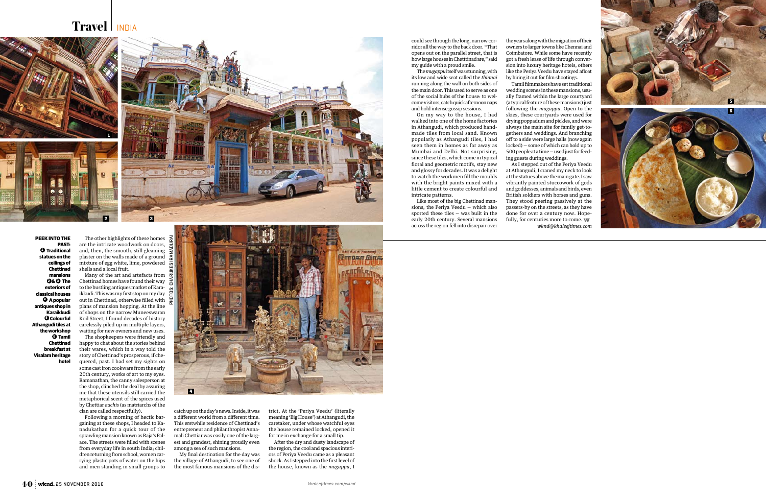**PEEK INTO THE PAST:**
**1 Traditional statues on the ceilings of Chettinad mansions**
**2 & 3 The exteriors of classical houses**
**4 A popular antiques shop in Karaikkudi**
**5 Colourful Athangudi tiles at the workshop**
**6 Tamil Chettinad breakfast at Visalam heritage hotel**

PHOTOS: CHARUKESI RAMADURAI

The other highlights of these homes are the intricate woodwork on doors, and, then, the smooth, still gleaming plaster on the walls made of a ground mixture of egg white, lime, powdered shells and a local fruit.

Many of the art and artefacts from Chettinad homes have found their way to the bustling antiques market of Karaikkudi. This was my first stop on my day out in Chettinad, otherwise filled with plans of mansion hopping. At the line of shops on the narrow Muneeswaran Koil Street, I found decades of history carelessly piled up in multiple layers, waiting for new owners and new uses.

The shopkeepers were friendly and happy to chat about the stories behind their wares, which in a way told the story of Chettinad's prosperous, if chequered, past. I had set my sights on some cast iron cookware from the early 20th century, works of art to my eyes. Ramanathan, the canny salesperson at the shop, clinched the deal by assuring me that these utensils still carried the metaphorical scent of the spices used by Chettiar *aachis* (as matriarchs of the clan are called respectfully).

Following a morning of hectic bargaining at these shops, I headed to Kanadukathan for a quick tour of the sprawling mansion known as Raja's Palace. The streets were filled with scenes from everyday life in south India; children returning from school, women carrying plastic pots of water on the hips and men standing in small groups to catch up on the day's news. Inside, it was a different world from a different time. This erstwhile residence of Chettinad's entrepreneur and philanthropist Annamali Chettiar was easily one of the largest and grandest, shining proudly even among a sea of such mansions.

My final destination for the day was the village of Athangudi, to see one of the most famous mansions of the district. At the 'Periya Veedu' (literally meaning 'Big House') at Athangudi, the caretaker, under whose watchful eyes the house remained locked, opened it for me in exchange for a small tip.

After the dry and dusty landscape of the region, the cool and spacious interiors of Periya Veedu came as a pleasant shock. As I stepped into the first level of the house, known as the *mugappu*, I could see through the long, narrow corridor all the way to the back door. "That opens out on the parallel street, that is how large houses in Chetttinad are," said my guide with a proud smile.

The *mugappu* itself was stunning, with its low and wide seat called the *thinnai* running along the wall on both sides of the main door. This used to serve as one of the social hubs of the house: to welcome visitors, catch quick afternoon naps and hold intense gossip sessions.

On my way to the house, I had walked into one of the home factories in Athangudi, which produced handmade tiles from local sand. Known popularly as Athangudi tiles, I had seen them in homes as far away as Mumbai and Delhi. Not surprising, since these tiles, which come in typical floral and geometric motifs, stay new and glossy for decades. It was a delight to watch the workmen fill the moulds with the bright paints mixed with a little cement to create colourful and intricate patterns.

Like most of the big Chettinad mansions, the Periya Veedu — which also sported these tiles — was built in the early 20th century. Several mansions across the region fell into disrepair over the years along with the migration of their owners to larger towns like Chennai and Coimbatore. While some have recently got a fresh lease of life through conversion into luxury heritage hotels, others like the Periya Veedu have stayed afloat by hiring it out for film shootings.

Tamil filmmakers have set traditional wedding scenes in these mansions, usually framed within the large courtyard (a typical feature of these mansions) just following the *mugappu*. Open to the skies, these courtyards were used for drying poppadum and pickles, and were always the main site for family get-togethers and weddings. And branching off to a side were large halls (now again locked) — some of which can hold up to 500 people at a time — used just for feeding guests during weddings.

As I stepped out of the Periya Veedu at Athangudi, I craned my neck to look at the statues above the main gate. I saw vibrantly painted stuccowork of gods and goddesses, animals and birds, even British soldiers with horses and guns. They stood peering passively at the passers-by on the streets, as they have done for over a century now. Hopefully, for centuries more to come. W

*wknd@khaleejtimes.com*